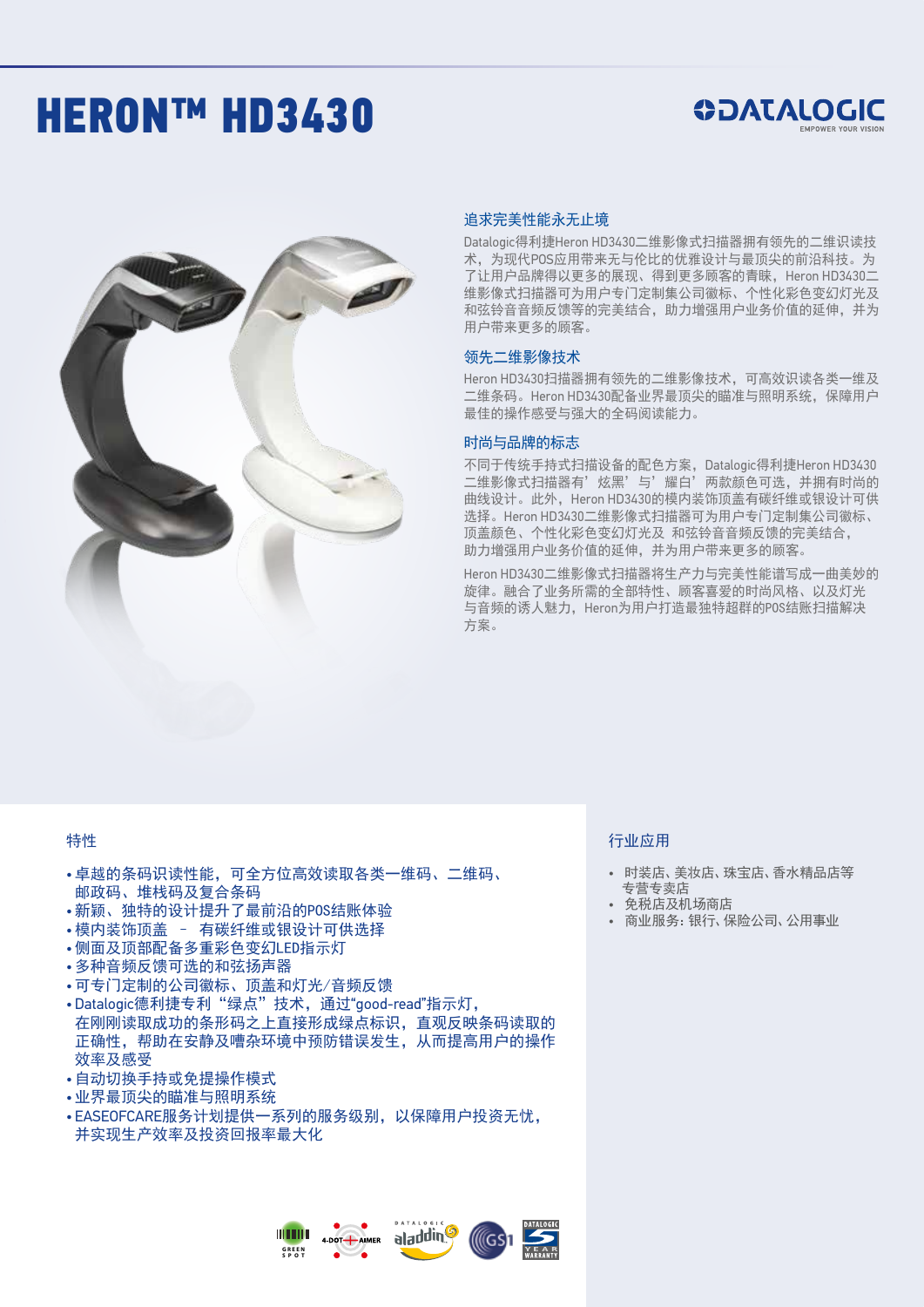# HERON™ HD3430

DATALOGIC
EMPOWER YOUR VISION

## 追求完美性能永无止境

Datalogic得利捷Heron HD3430二维影像式扫描器拥有领先的二维识读技术，为现代POS应用带来无与伦比的优雅设计与最顶尖的前沿科技。为了让用户品牌得以更多的展现、得到更多顾客的青睐，Heron HD3430二维影像式扫描器可为用户专门定制集公司徽标、个性化彩色变幻灯光及和弦铃音音频反馈等的完美结合，助力增强用户业务价值的延伸，并为用户带来更多的顾客。

## 领先二维影像技术

Heron HD3430扫描器拥有领先的二维影像技术，可高效识读各类一维及二维条码。Heron HD3430配备业界最顶尖的瞄准与照明系统，保障用户最佳的操作感受与强大的全码阅读能力。

## 时尚与品牌的标志

不同于传统手持式扫描设备的配色方案，Datalogic得利捷Heron HD3430二维影像式扫描器有’炫黑’与’耀白’两款颜色可选，并拥有时尚的曲线设计。此外，Heron HD3430的模内装饰顶盖有碳纤维或银设计可供选择。Heron HD3430二维影像式扫描器可为用户专门定制集公司徽标、顶盖颜色、个性化彩色变幻灯光及 和弦铃音音频反馈的完美结合，助力增强用户业务价值的延伸，并为用户带来更多的顾客。

Heron HD3430二维影像式扫描器将生产力与完美性能谱写成一曲美妙的旋律。融合了业务所需的全部特性、顾客喜爱的时尚风格、以及灯光与音频的诱人魅力，Heron为用户打造最独特超群的POS结账扫描解决方案。

## 特性

- 卓越的条码识读性能，可全方位高效读取各类一维码、二维码、邮政码、堆栈码及复合条码
- 新颖、独特的设计提升了最前沿的POS结账体验
- 模内装饰顶盖 – 有碳纤维或银设计可供选择
- 侧面及顶部配备多重彩色变幻LED指示灯
- 多种音频反馈可选的和弦扬声器
- 可专门定制的公司徽标、顶盖和灯光/音频反馈
- Datalogic德利捷专利“绿点”技术，通过“good-read”指示灯，在刚刚读取成功的条形码之上直接形成绿点标识，直观反映条码读取的正确性，帮助在安静及嘈杂环境中预防错误发生，从而提高用户的操作效率及感受
- 自动切换手持或免提操作模式
- 业界最顶尖的瞄准与照明系统
- EASEOFCARE服务计划提供一系列的服务级别，以保障用户投资无忧，并实现生产效率及投资回报率最大化

## 行业应用

- 时装店、美妆店、珠宝店、香水精品店等专营专卖店
- 免税店及机场商店
- 商业服务：银行、保险公司、公用事业

GREEN SPOT · 4-DOT AIMER · DATALOGIC aladdin · GS1 · DATALOGIC 5 YEAR WARRANTY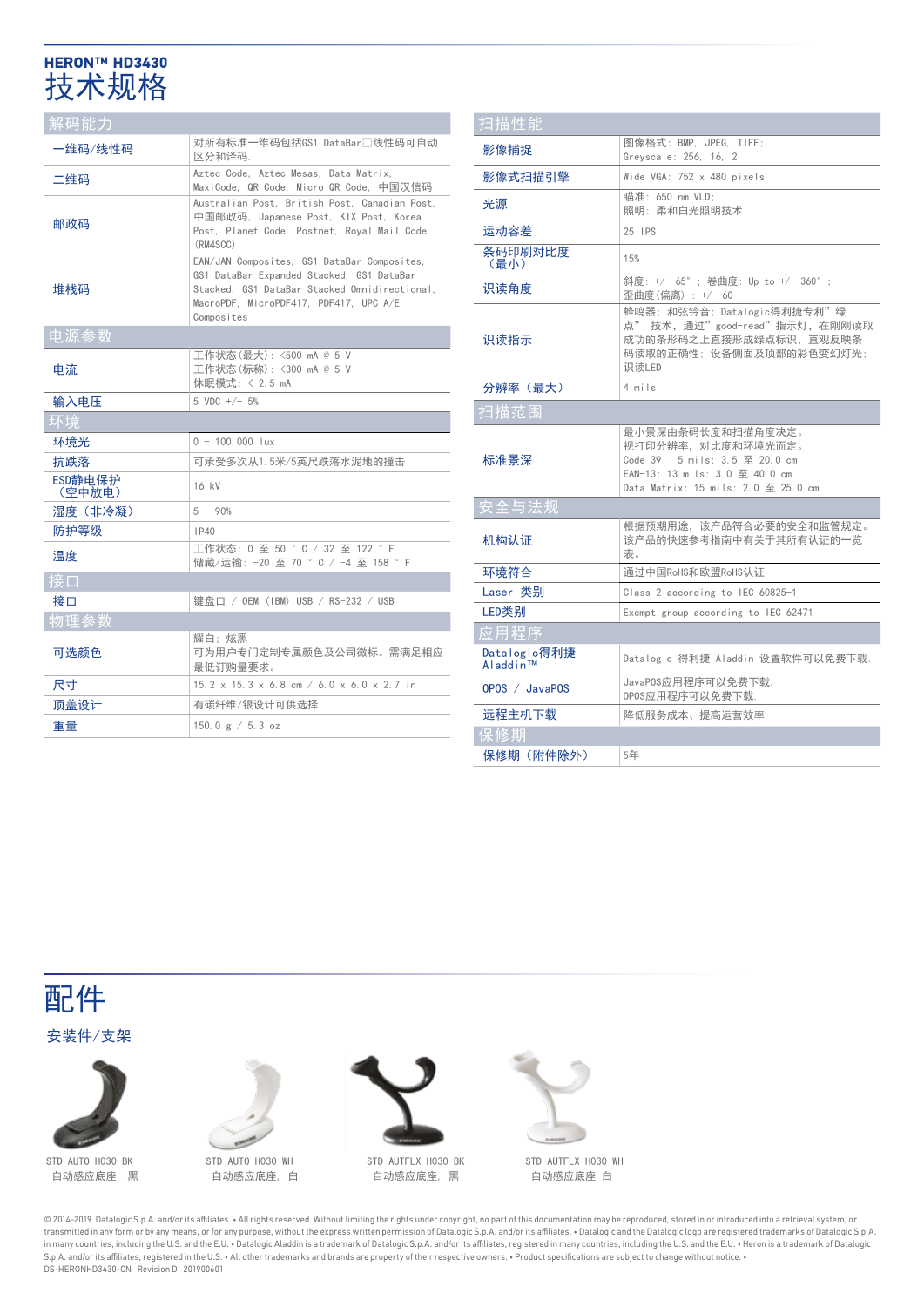# HERON™ HD3430
# 技术规格

| 解码能力 | |
|---|---|
| 一维码/线性码 | 对所有标准一维码包括GS1 DataBar□线性码可自动区分和译码. |
| 二维码 | Aztec Code, Aztec Mesas, Data Matrix, MaxiCode, QR Code, Micro QR Code, 中国汉信码 |
| 邮政码 | Australian Post, British Post, Canadian Post, 中国邮政码, Japanese Post, KIX Post, Korea Post, Planet Code, Postnet, Royal Mail Code (RM4SCC) |
| 堆栈码 | EAN/JAN Composites, GS1 DataBar Composites, GS1 DataBar Expanded Stacked, GS1 DataBar Stacked, GS1 DataBar Stacked Omnidirectional, MacroPDF, MicroPDF417, PDF417, UPC A/E Composites |
| **电源参数** | |
| 电流 | 工作状态(最大): <500 mA @ 5 V<br>工作状态(标称): <300 mA @ 5 V<br>休眠模式: < 2.5 mA |
| 输入电压 | 5 VDC +/- 5% |
| **环境** | |
| 环境光 | 0 - 100,000 lux |
| 抗跌落 | 可承受多次从1.5米/5英尺跌落水泥地的撞击 |
| ESD静电保护（空中放电） | 16 kV |
| 湿度（非冷凝） | 5 - 90% |
| 防护等级 | IP40 |
| 温度 | 工作状态: 0 至 50 ° C / 32 至 122 ° F<br>储藏/运输: -20 至 70 ° C / -4 至 158 ° F |
| **接口** | |
| 接口 | 键盘口 / OEM (IBM) USB / RS-232 / USB |
| **物理参数** | |
| 可选颜色 | 耀白: 炫黑<br>可为用户专门定制专属颜色及公司徽标。需满足相应最低订购量要求。 |
| 尺寸 | 15.2 x 15.3 x 6.8 cm / 6.0 x 6.0 x 2.7 in |
| 顶盖设计 | 有碳纤维/银设计可供选择 |
| 重量 | 150.0 g / 5.3 oz |

| 扫描性能 | |
|---|---|
| 影像捕捉 | 图像格式: BMP, JPEG, TIFF;<br>Greyscale: 256, 16, 2 |
| 影像式扫描引擎 | Wide VGA: 752 x 480 pixels |
| 光源 | 瞄准: 650 nm VLD;<br>照明: 柔和白光照明技术 |
| 运动容差 | 25 IPS |
| 条码印刷对比度（最小） | 15% |
| 识读角度 | 斜度: +/- 65° ; 卷曲度: Up to +/- 360° ;<br>歪曲度(偏离) : +/- 60 |
| 识读指示 | 蜂鸣器; 和弦铃音; Datalogic得利捷专利"绿点" 技术, 通过"good-read"指示灯, 在刚刚读取成功的条形码之上直接形成绿点标识, 直观反映条码读取的正确性; 设备侧面及顶部的彩色变幻灯光; 识读LED |
| 分辨率（最大） | 4 mils |
| **扫描范围** | |
| 标准景深 | 最小景深由条码长度和扫描角度决定。<br>视打印分辨率, 对比度和环境光而定。<br>Code 39: 5 mils: 3.5 至 20.0 cm<br>EAN-13: 13 mils: 3.0 至 40.0 cm<br>Data Matrix: 15 mils: 2.0 至 25.0 cm |
| **安全与法规** | |
| 机构认证 | 根据预期用途, 该产品符合必要的安全和监管规定。该产品的快速参考指南中有关于其所有认证的一览表。 |
| 环境符合 | 通过中国RoHS和欧盟RoHS认证 |
| Laser 类别 | Class 2 according to IEC 60825-1 |
| LED类别 | Exempt group according to IEC 62471 |
| **应用程序** | |
| Datalogic得利捷 Aladdin™ | Datalogic 得利捷 Aladdin 设置软件可以免费下载. |
| OPOS / JavaPOS | JavaPOS应用程序可以免费下载.<br>OPOS应用程序可以免费下载. |
| 远程主机下载 | 降低服务成本、提高运营效率 |
| **保修期** | |
| 保修期（附件除外） | 5年 |

# 配件

## 安装件/支架

STD-AUTO-H030-BK
自动感应底座, 黑

STD-AUTO-H030-WH
自动感应底座, 白

STD-AUTFLX-H030-BK
自动感应底座, 黑

STD-AUTFLX-H030-WH
自动感应底座 白

© 2014-2019 Datalogic S.p.A. and/or its affiliates. • All rights reserved. Without limiting the rights under copyright, no part of this documentation may be reproduced, stored in or introduced into a retrieval system, or transmitted in any form or by any means, or for any purpose, without the express written permission of Datalogic S.p.A. and/or its affiliates. • Datalogic and the Datalogic logo are registered trademarks of Datalogic S.p.A. in many countries, including the U.S. and the E.U. • Datalogic Aladdin is a trademark of Datalogic S.p.A. and/or its affiliates, registered in many countries, including the U.S. and the E.U. • Heron is a trademark of Datalogic S.p.A. and/or its affiliates, registered in the U.S. • All other trademarks and brands are property of their respective owners. • Product specifications are subject to change without notice. •
DS-HERONHD3430-CN Revision D 20190601